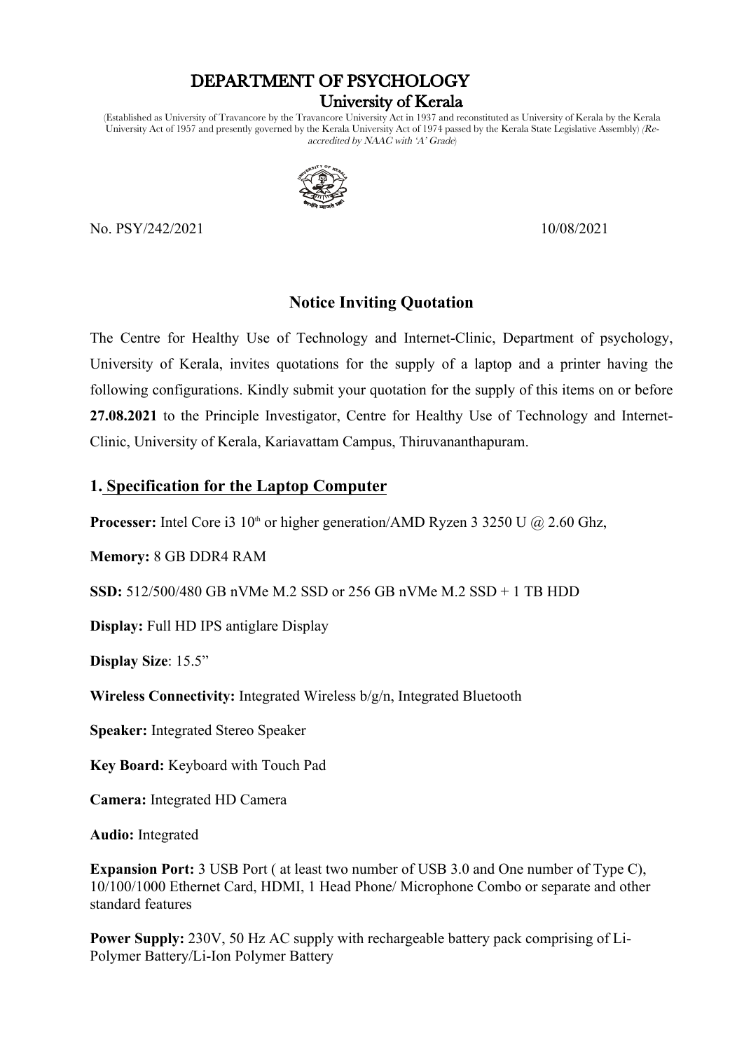# DEPARTMENT OF PSYCHOLOGY

## University of Kerala

(Established as University of Travancore by the Travancore University Act in 1937 and reconstituted as University of Kerala by the Kerala University Act of 1957 and presently governed by the Kerala University Act of 1974 passed by the Kerala State Legislative Assembly) *(Re-accredited by NAAC with 'A' Grade)*

No. PSY/242/2021 10/08/2021

## Notice Inviting Quotation

The Centre for Healthy Use of Technology and Internet-Clinic, Department of psychology, University of Kerala, invites quotations for the supply of a laptop and a printer having the following configurations. Kindly submit your quotation for the supply of this items on or before **27.08.2021** to the Principle Investigator, Centre for Healthy Use of Technology and Internet-Clinic, University of Kerala, Kariavattam Campus, Thiruvananthapuram.

### 1. Specification for the Laptop Computer

**Processer:** Intel Core i3 10th or higher generation/AMD Ryzen 3 3250 U @ 2.60 Ghz,

**Memory:** 8 GB DDR4 RAM

**SSD:** 512/500/480 GB nVMe M.2 SSD or 256 GB nVMe M.2 SSD + 1 TB HDD

**Display:** Full HD IPS antiglare Display

**Display Size**: 15.5"

**Wireless Connectivity:** Integrated Wireless b/g/n, Integrated Bluetooth

**Speaker:** Integrated Stereo Speaker

**Key Board:** Keyboard with Touch Pad

**Camera:** Integrated HD Camera

**Audio:** Integrated

**Expansion Port:** 3 USB Port ( at least two number of USB 3.0 and One number of Type C), 10/100/1000 Ethernet Card, HDMI, 1 Head Phone/ Microphone Combo or separate and other standard features

**Power Supply:** 230V, 50 Hz AC supply with rechargeable battery pack comprising of Li-Polymer Battery/Li-Ion Polymer Battery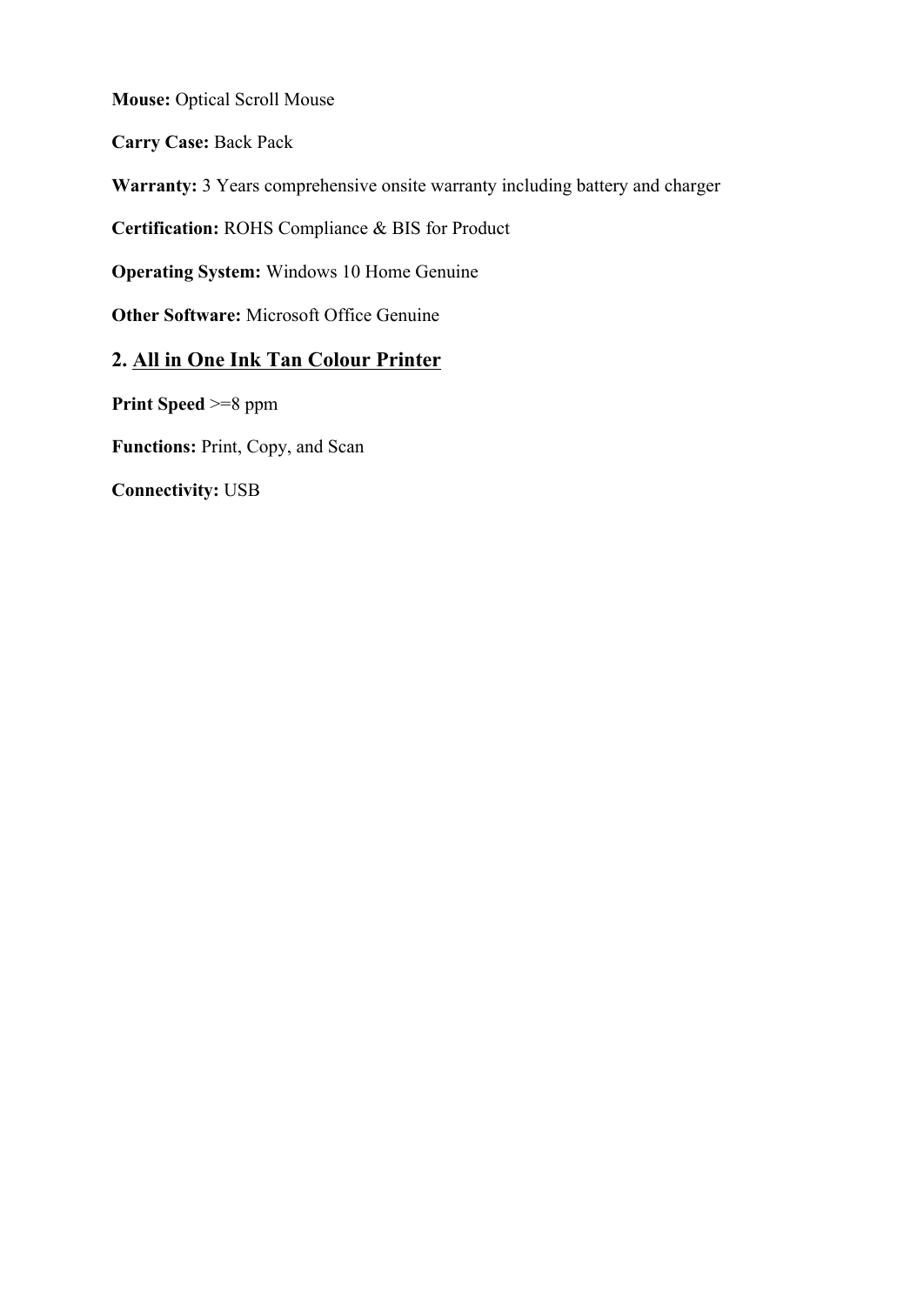**Mouse:** Optical Scroll Mouse

**Carry Case:** Back Pack

**Warranty:** 3 Years comprehensive onsite warranty including battery and charger

**Certification:** ROHS Compliance & BIS for Product

**Operating System:** Windows 10 Home Genuine

**Other Software:** Microsoft Office Genuine

## 2. <u>All in One Ink Tan Colour Printer</u>

**Print Speed** >=8 ppm

**Functions:** Print, Copy, and Scan

**Connectivity:** USB